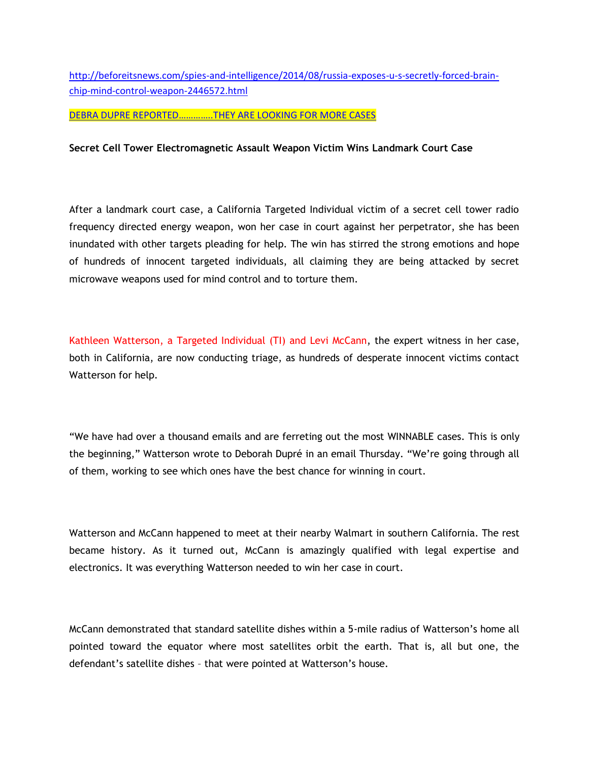http://beforeitsnews.com/spies-and-intelligence/2014/08/russia-exposes-u-s-secretly-forced-brain-chip-mind-control-weapon-2446572.html

DEBRA DUPRE REPORTED………….THEY ARE LOOKING FOR MORE CASES

**Secret Cell Tower Electromagnetic Assault Weapon Victim Wins Landmark Court Case**

After a landmark court case, a California Targeted Individual victim of a secret cell tower radio frequency directed energy weapon, won her case in court against her perpetrator, she has been inundated with other targets pleading for help. The win has stirred the strong emotions and hope of hundreds of innocent targeted individuals, all claiming they are being attacked by secret microwave weapons used for mind control and to torture them.

Kathleen Watterson, a Targeted Individual (TI) and Levi McCann, the expert witness in her case, both in California, are now conducting triage, as hundreds of desperate innocent victims contact Watterson for help.

"We have had over a thousand emails and are ferreting out the most WINNABLE cases. This is only the beginning," Watterson wrote to Deborah Dupré in an email Thursday. "We're going through all of them, working to see which ones have the best chance for winning in court.

Watterson and McCann happened to meet at their nearby Walmart in southern California. The rest became history. As it turned out, McCann is amazingly qualified with legal expertise and electronics. It was everything Watterson needed to win her case in court.

McCann demonstrated that standard satellite dishes within a 5-mile radius of Watterson's home all pointed toward the equator where most satellites orbit the earth. That is, all but one, the defendant's satellite dishes – that were pointed at Watterson's house.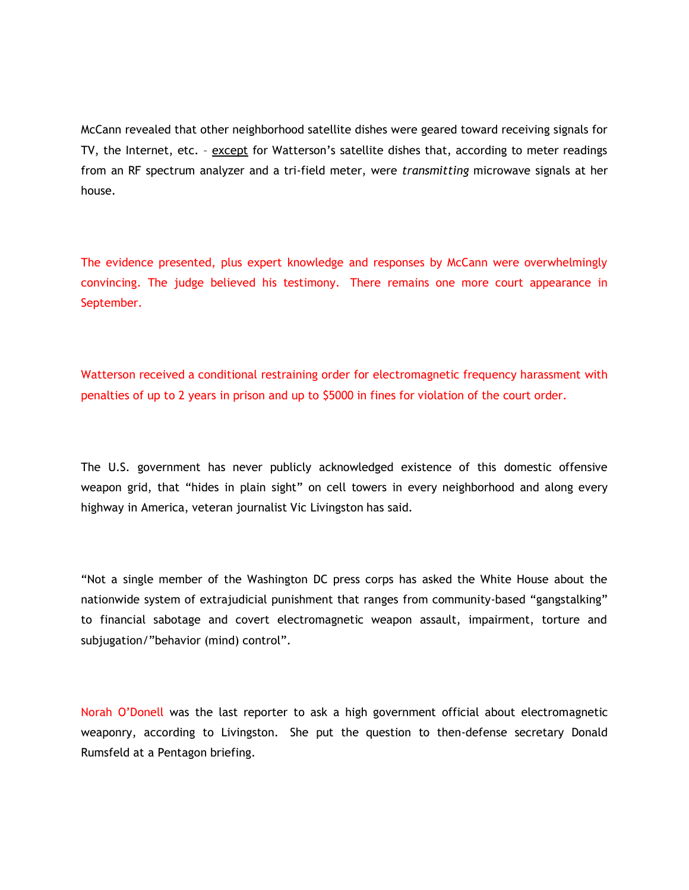McCann revealed that other neighborhood satellite dishes were geared toward receiving signals for TV, the Internet, etc. – <u>except</u> for Watterson's satellite dishes that, according to meter readings from an RF spectrum analyzer and a tri-field meter, were *transmitting* microwave signals at her house.

The evidence presented, plus expert knowledge and responses by McCann were overwhelmingly convincing. The judge believed his testimony. There remains one more court appearance in September.

Watterson received a conditional restraining order for electromagnetic frequency harassment with penalties of up to 2 years in prison and up to $5000 in fines for violation of the court order.

The U.S. government has never publicly acknowledged existence of this domestic offensive weapon grid, that "hides in plain sight" on cell towers in every neighborhood and along every highway in America, veteran journalist Vic Livingston has said.

"Not a single member of the Washington DC press corps has asked the White House about the nationwide system of extrajudicial punishment that ranges from community-based "gangstalking" to financial sabotage and covert electromagnetic weapon assault, impairment, torture and subjugation/"behavior (mind) control".

Norah O'Donell was the last reporter to ask a high government official about electromagnetic weaponry, according to Livingston. She put the question to then-defense secretary Donald Rumsfeld at a Pentagon briefing.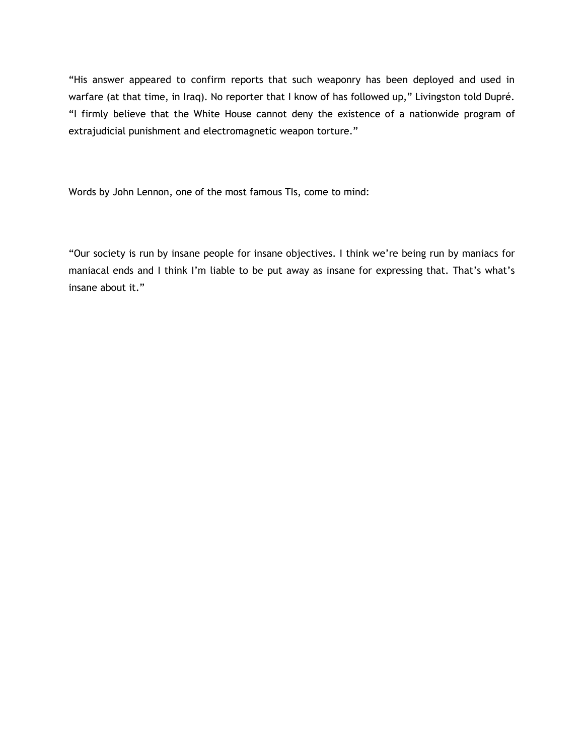"His answer appeared to confirm reports that such weaponry has been deployed and used in warfare (at that time, in Iraq). No reporter that I know of has followed up," Livingston told Dupré. "I firmly believe that the White House cannot deny the existence of a nationwide program of extrajudicial punishment and electromagnetic weapon torture."

Words by John Lennon, one of the most famous TIs, come to mind:

"Our society is run by insane people for insane objectives. I think we're being run by maniacs for maniacal ends and I think I'm liable to be put away as insane for expressing that. That's what's insane about it."